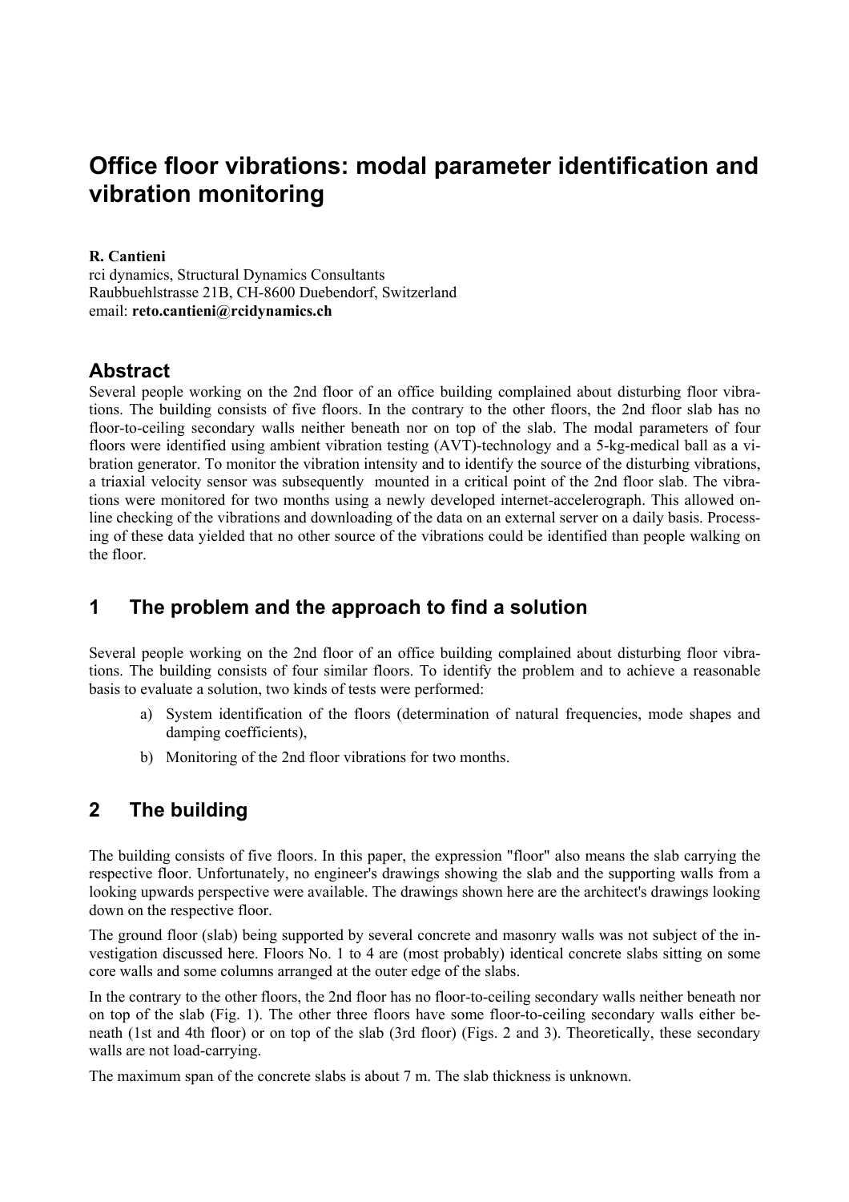# Office floor vibrations: modal parameter identification and vibration monitoring

**R. Cantieni**
rci dynamics, Structural Dynamics Consultants
Raubbuehlstrasse 21B, CH-8600 Duebendorf, Switzerland
email: **reto.cantieni@rcidynamics.ch**

## Abstract

Several people working on the 2nd floor of an office building complained about disturbing floor vibrations. The building consists of five floors. In the contrary to the other floors, the 2nd floor slab has no floor-to-ceiling secondary walls neither beneath nor on top of the slab. The modal parameters of four floors were identified using ambient vibration testing (AVT)-technology and a 5-kg-medical ball as a vibration generator. To monitor the vibration intensity and to identify the source of the disturbing vibrations, a triaxial velocity sensor was subsequently mounted in a critical point of the 2nd floor slab. The vibrations were monitored for two months using a newly developed internet-accelerograph. This allowed online checking of the vibrations and downloading of the data on an external server on a daily basis. Processing of these data yielded that no other source of the vibrations could be identified than people walking on the floor.

## 1 The problem and the approach to find a solution

Several people working on the 2nd floor of an office building complained about disturbing floor vibrations. The building consists of four similar floors. To identify the problem and to achieve a reasonable basis to evaluate a solution, two kinds of tests were performed:

a) System identification of the floors (determination of natural frequencies, mode shapes and damping coefficients),
b) Monitoring of the 2nd floor vibrations for two months.

## 2 The building

The building consists of five floors. In this paper, the expression "floor" also means the slab carrying the respective floor. Unfortunately, no engineer's drawings showing the slab and the supporting walls from a looking upwards perspective were available. The drawings shown here are the architect's drawings looking down on the respective floor.

The ground floor (slab) being supported by several concrete and masonry walls was not subject of the investigation discussed here. Floors No. 1 to 4 are (most probably) identical concrete slabs sitting on some core walls and some columns arranged at the outer edge of the slabs.

In the contrary to the other floors, the 2nd floor has no floor-to-ceiling secondary walls neither beneath nor on top of the slab (Fig. 1). The other three floors have some floor-to-ceiling secondary walls either beneath (1st and 4th floor) or on top of the slab (3rd floor) (Figs. 2 and 3). Theoretically, these secondary walls are not load-carrying.

The maximum span of the concrete slabs is about 7 m. The slab thickness is unknown.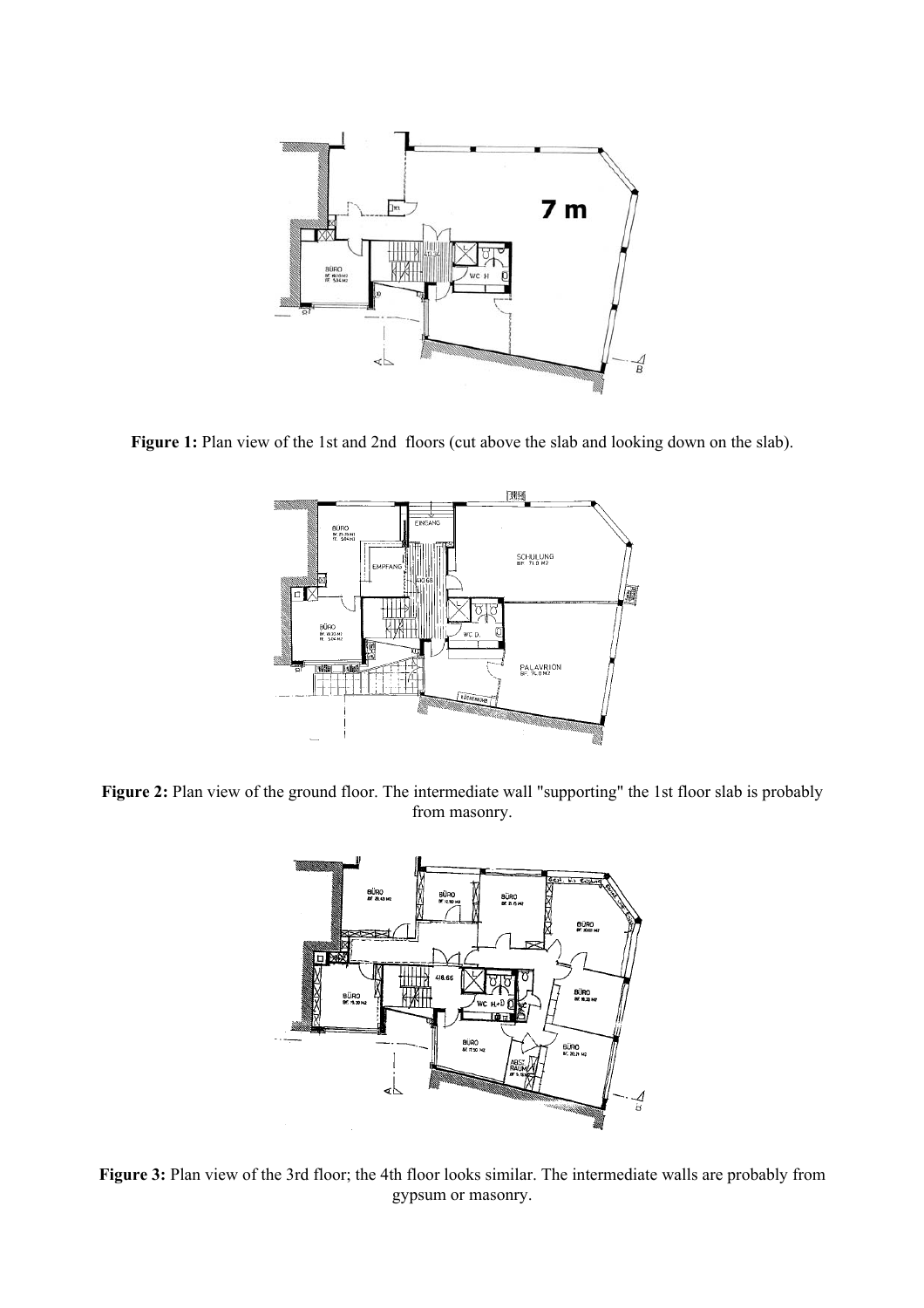**Figure 1:** Plan view of the 1st and 2nd floors (cut above the slab and looking down on the slab).

**Figure 2:** Plan view of the ground floor. The intermediate wall "supporting" the 1st floor slab is probably from masonry.

**Figure 3:** Plan view of the 3rd floor; the 4th floor looks similar. The intermediate walls are probably from gypsum or masonry.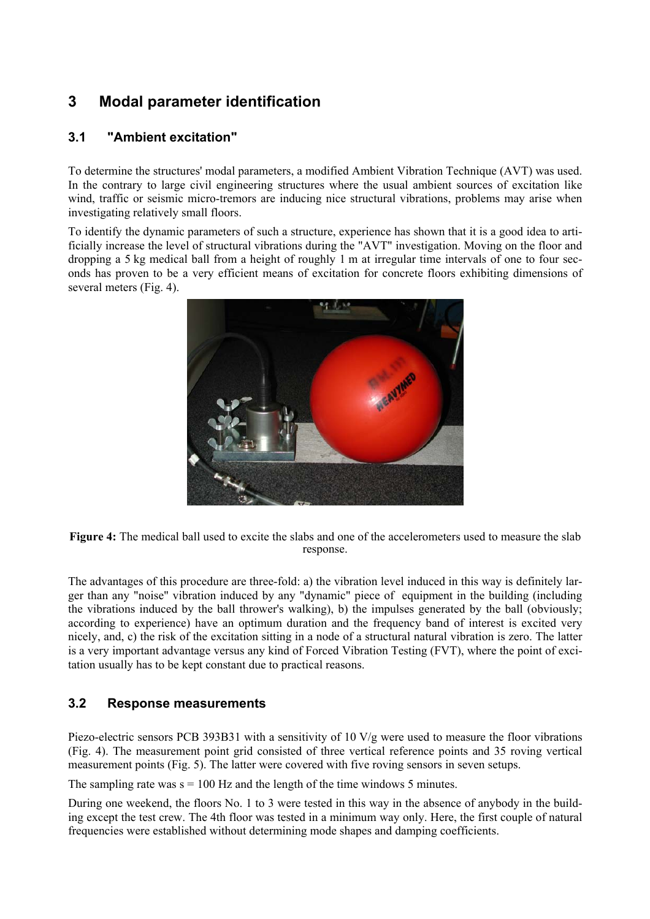# 3 Modal parameter identification

## 3.1 "Ambient excitation"

To determine the structures' modal parameters, a modified Ambient Vibration Technique (AVT) was used. In the contrary to large civil engineering structures where the usual ambient sources of excitation like wind, traffic or seismic micro-tremors are inducing nice structural vibrations, problems may arise when investigating relatively small floors.

To identify the dynamic parameters of such a structure, experience has shown that it is a good idea to artificially increase the level of structural vibrations during the "AVT" investigation. Moving on the floor and dropping a 5 kg medical ball from a height of roughly 1 m at irregular time intervals of one to four seconds has proven to be a very efficient means of excitation for concrete floors exhibiting dimensions of several meters (Fig. 4).

**Figure 4:** The medical ball used to excite the slabs and one of the accelerometers used to measure the slab response.

The advantages of this procedure are three-fold: a) the vibration level induced in this way is definitely larger than any "noise" vibration induced by any "dynamic" piece of equipment in the building (including the vibrations induced by the ball thrower's walking), b) the impulses generated by the ball (obviously; according to experience) have an optimum duration and the frequency band of interest is excited very nicely, and, c) the risk of the excitation sitting in a node of a structural natural vibration is zero. The latter is a very important advantage versus any kind of Forced Vibration Testing (FVT), where the point of excitation usually has to be kept constant due to practical reasons.

## 3.2 Response measurements

Piezo-electric sensors PCB 393B31 with a sensitivity of 10 V/g were used to measure the floor vibrations (Fig. 4). The measurement point grid consisted of three vertical reference points and 35 roving vertical measurement points (Fig. 5). The latter were covered with five roving sensors in seven setups.

The sampling rate was s = 100 Hz and the length of the time windows 5 minutes.

During one weekend, the floors No. 1 to 3 were tested in this way in the absence of anybody in the building except the test crew. The 4th floor was tested in a minimum way only. Here, the first couple of natural frequencies were established without determining mode shapes and damping coefficients.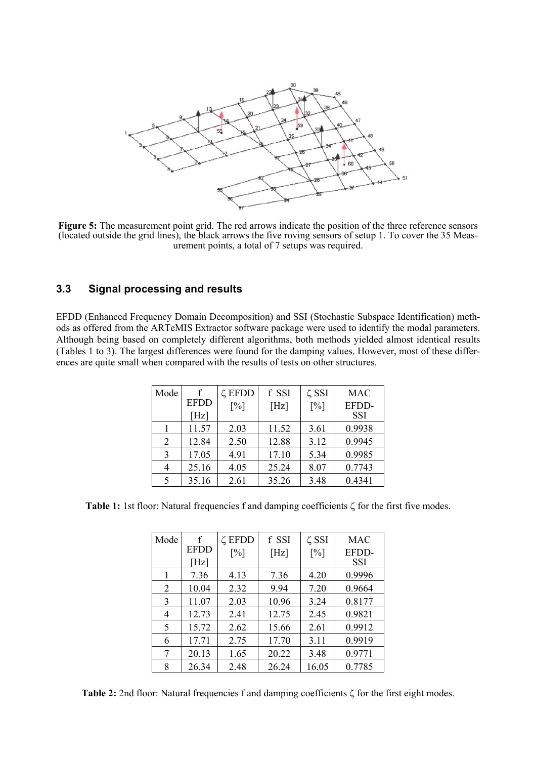**Figure 5:** The measurement point grid. The red arrows indicate the position of the three reference sensors (located outside the grid lines), the black arrows the five roving sensors of setup 1. To cover the 35 Measurement points, a total of 7 setups was required.

### 3.3 Signal processing and results

EFDD (Enhanced Frequency Domain Decomposition) and SSI (Stochastic Subspace Identification) methods as offered from the ARTeMIS Extractor software package were used to identify the modal parameters. Although being based on completely different algorithms, both methods yielded almost identical results (Tables 1 to 3). The largest differences were found for the damping values. However, most of these differences are quite small when compared with the results of tests on other structures.

| Mode | f EFDD [Hz] | ζ EFDD [%] | f SSI [Hz] | ζ SSI [%] | MAC EFDD-SSI |
|---|---|---|---|---|---|
| 1 | 11.57 | 2.03 | 11.52 | 3.61 | 0.9938 |
| 2 | 12.84 | 2.50 | 12.88 | 3.12 | 0.9945 |
| 3 | 17.05 | 4.91 | 17.10 | 5.34 | 0.9985 |
| 4 | 25.16 | 4.05 | 25.24 | 8.07 | 0.7743 |
| 5 | 35.16 | 2.61 | 35.26 | 3.48 | 0.4341 |

**Table 1:** 1st floor: Natural frequencies f and damping coefficients ζ for the first five modes.

| Mode | f EFDD [Hz] | ζ EFDD [%] | f SSI [Hz] | ζ SSI [%] | MAC EFDD-SSI |
|---|---|---|---|---|---|
| 1 | 7.36 | 4.13 | 7.36 | 4.20 | 0.9996 |
| 2 | 10.04 | 2.32 | 9.94 | 7.20 | 0.9664 |
| 3 | 11.07 | 2.03 | 10.96 | 3.24 | 0.8177 |
| 4 | 12.73 | 2.41 | 12.75 | 2.45 | 0.9821 |
| 5 | 15.72 | 2.62 | 15.66 | 2.61 | 0.9912 |
| 6 | 17.71 | 2.75 | 17.70 | 3.11 | 0.9919 |
| 7 | 20.13 | 1.65 | 20.22 | 3.48 | 0.9771 |
| 8 | 26.34 | 2.48 | 26.24 | 16.05 | 0.7785 |

**Table 2:** 2nd floor: Natural frequencies f and damping coefficients ζ for the first eight modes.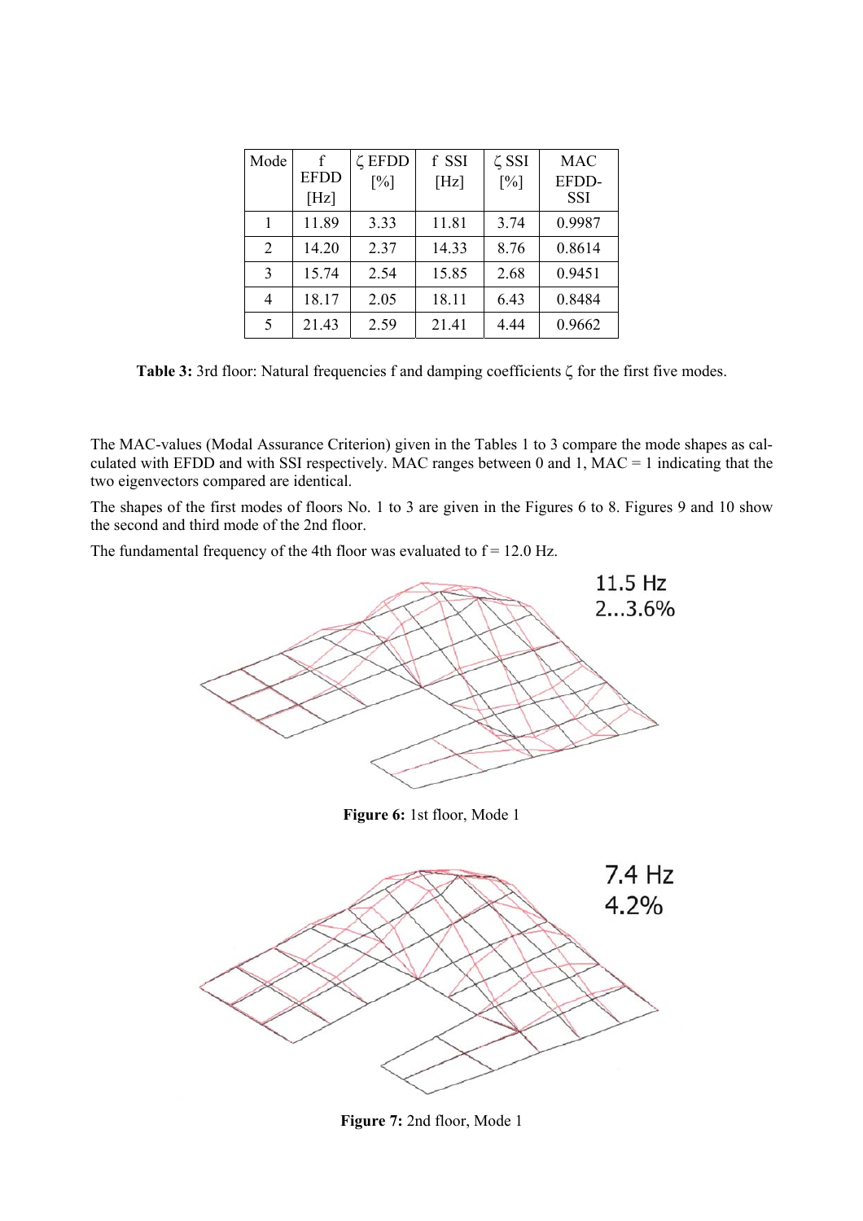| Mode | f EFDD [Hz] | ζ EFDD [%] | f SSI [Hz] | ζ SSI [%] | MAC EFDD-SSI |
|---|---|---|---|---|---|
| 1 | 11.89 | 3.33 | 11.81 | 3.74 | 0.9987 |
| 2 | 14.20 | 2.37 | 14.33 | 8.76 | 0.8614 |
| 3 | 15.74 | 2.54 | 15.85 | 2.68 | 0.9451 |
| 4 | 18.17 | 2.05 | 18.11 | 6.43 | 0.8484 |
| 5 | 21.43 | 2.59 | 21.41 | 4.44 | 0.9662 |

**Table 3:** 3rd floor: Natural frequencies f and damping coefficients ζ for the first five modes.

The MAC-values (Modal Assurance Criterion) given in the Tables 1 to 3 compare the mode shapes as calculated with EFDD and with SSI respectively. MAC ranges between 0 and 1, MAC = 1 indicating that the two eigenvectors compared are identical.

The shapes of the first modes of floors No. 1 to 3 are given in the Figures 6 to 8. Figures 9 and 10 show the second and third mode of the 2nd floor.

The fundamental frequency of the 4th floor was evaluated to f = 12.0 Hz.

11.5 Hz
2...3.6%

**Figure 6:** 1st floor, Mode 1

7.4 Hz
4.2%

**Figure 7:** 2nd floor, Mode 1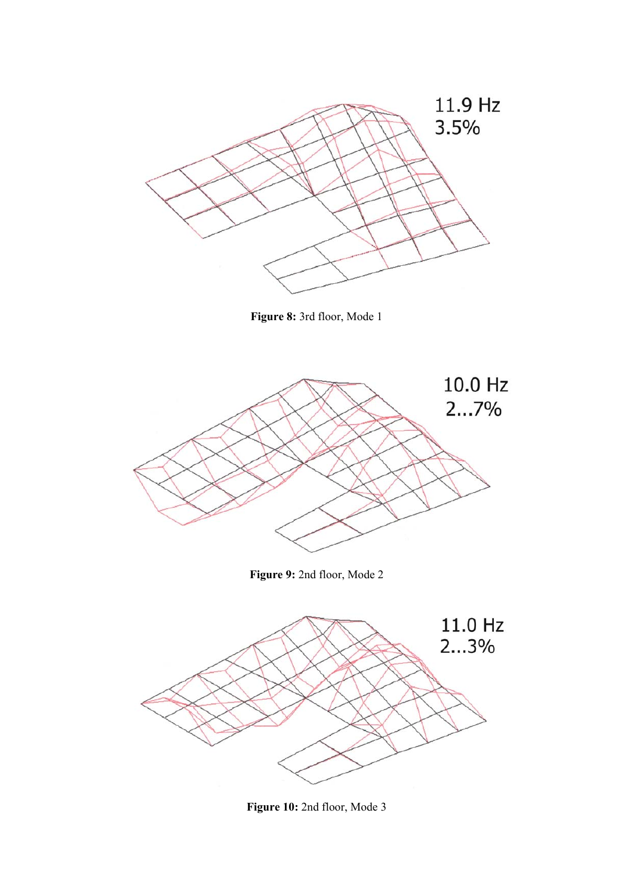11.9 Hz
3.5%

**Figure 8:** 3rd floor, Mode 1

10.0 Hz
2...7%

**Figure 9:** 2nd floor, Mode 2

11.0 Hz
2...3%

**Figure 10:** 2nd floor, Mode 3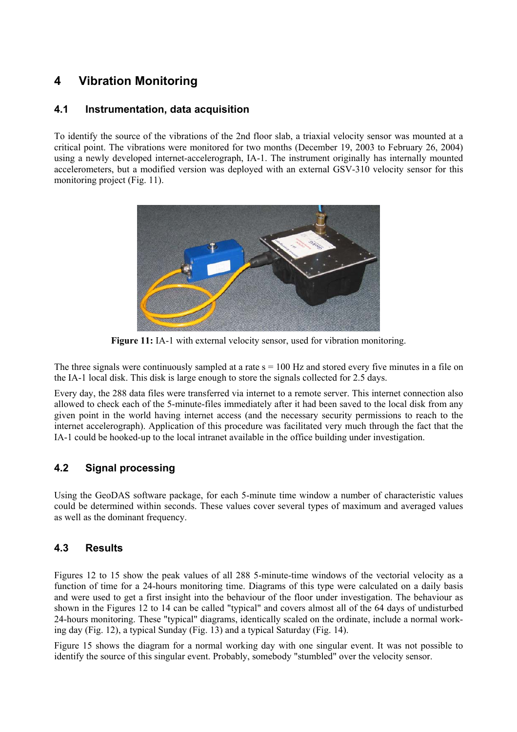# 4 Vibration Monitoring

## 4.1 Instrumentation, data acquisition

To identify the source of the vibrations of the 2nd floor slab, a triaxial velocity sensor was mounted at a critical point. The vibrations were monitored for two months (December 19, 2003 to February 26, 2004) using a newly developed internet-accelerograph, IA-1. The instrument originally has internally mounted accelerometers, but a modified version was deployed with an external GSV-310 velocity sensor for this monitoring project (Fig. 11).

**Figure 11:** IA-1 with external velocity sensor, used for vibration monitoring.

The three signals were continuously sampled at a rate s = 100 Hz and stored every five minutes in a file on the IA-1 local disk. This disk is large enough to store the signals collected for 2.5 days.

Every day, the 288 data files were transferred via internet to a remote server. This internet connection also allowed to check each of the 5-minute-files immediately after it had been saved to the local disk from any given point in the world having internet access (and the necessary security permissions to reach to the internet accelerograph). Application of this procedure was facilitated very much through the fact that the IA-1 could be hooked-up to the local intranet available in the office building under investigation.

## 4.2 Signal processing

Using the GeoDAS software package, for each 5-minute time window a number of characteristic values could be determined within seconds. These values cover several types of maximum and averaged values as well as the dominant frequency.

## 4.3 Results

Figures 12 to 15 show the peak values of all 288 5-minute-time windows of the vectorial velocity as a function of time for a 24-hours monitoring time. Diagrams of this type were calculated on a daily basis and were used to get a first insight into the behaviour of the floor under investigation. The behaviour as shown in the Figures 12 to 14 can be called "typical" and covers almost all of the 64 days of undisturbed 24-hours monitoring. These "typical" diagrams, identically scaled on the ordinate, include a normal working day (Fig. 12), a typical Sunday (Fig. 13) and a typical Saturday (Fig. 14).

Figure 15 shows the diagram for a normal working day with one singular event. It was not possible to identify the source of this singular event. Probably, somebody "stumbled" over the velocity sensor.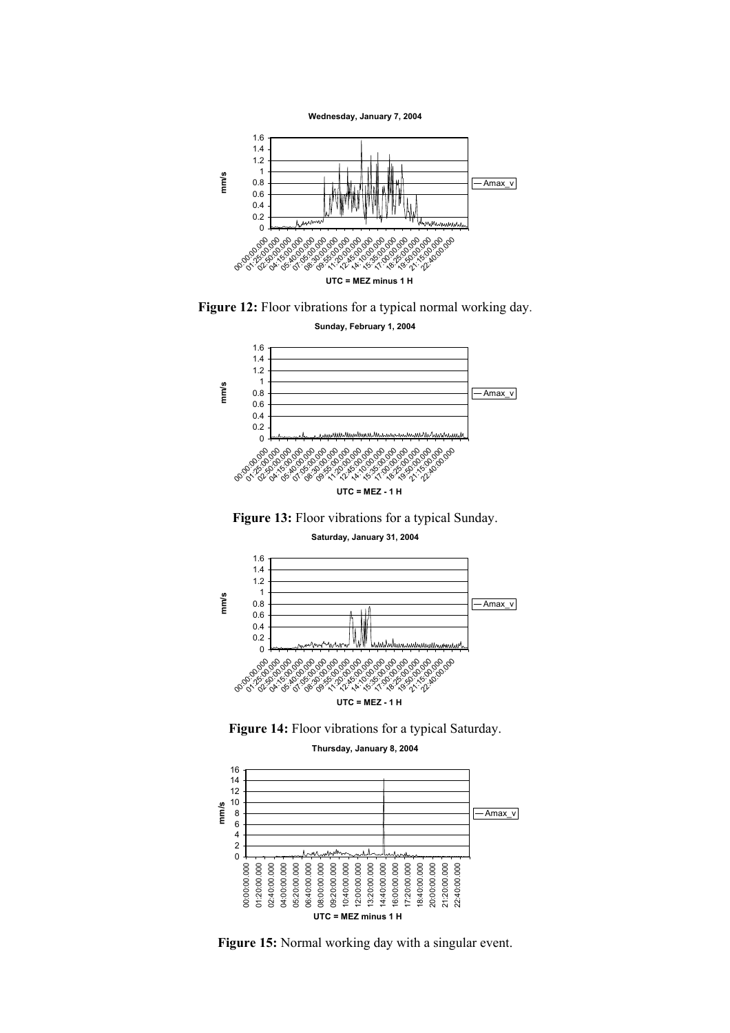**Figure 12:** Floor vibrations for a typical normal working day.

**Figure 13:** Floor vibrations for a typical Sunday.

**Figure 14:** Floor vibrations for a typical Saturday.

**Figure 15:** Normal working day with a singular event.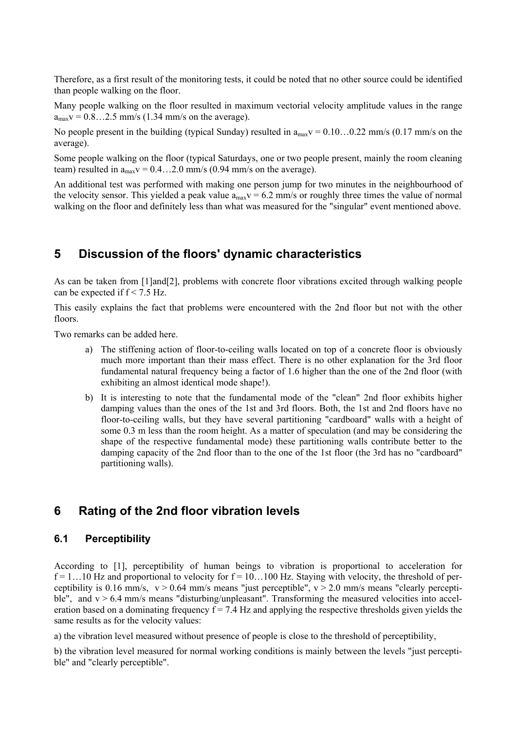Therefore, as a first result of the monitoring tests, it could be noted that no other source could be identified than people walking on the floor.

Many people walking on the floor resulted in maximum vectorial velocity amplitude values in the range $a_{max}v = 0.8 \ldots 2.5$ mm/s (1.34 mm/s on the average).

No people present in the building (typical Sunday) resulted in $a_{max}v = 0.10 \ldots 0.22$ mm/s (0.17 mm/s on the average).

Some people walking on the floor (typical Saturdays, one or two people present, mainly the room cleaning team) resulted in $a_{max}v = 0.4 \ldots 2.0$ mm/s (0.94 mm/s on the average).

An additional test was performed with making one person jump for two minutes in the neighbourhood of the velocity sensor. This yielded a peak value $a_{max}v = 6.2$ mm/s or roughly three times the value of normal walking on the floor and definitely less than what was measured for the "singular" event mentioned above.

# 5 Discussion of the floors' dynamic characteristics

As can be taken from [1]and[2], problems with concrete floor vibrations excited through walking people can be expected if $f < 7.5$ Hz.

This easily explains the fact that problems were encountered with the 2nd floor but not with the other floors.

Two remarks can be added here.

a) The stiffening action of floor-to-ceiling walls located on top of a concrete floor is obviously much more important than their mass effect. There is no other explanation for the 3rd floor fundamental natural frequency being a factor of 1.6 higher than the one of the 2nd floor (with exhibiting an almost identical mode shape!).

b) It is interesting to note that the fundamental mode of the "clean" 2nd floor exhibits higher damping values than the ones of the 1st and 3rd floors. Both, the 1st and 2nd floors have no floor-to-ceiling walls, but they have several partitioning "cardboard" walls with a height of some 0.3 m less than the room height. As a matter of speculation (and may be considering the shape of the respective fundamental mode) these partitioning walls contribute better to the damping capacity of the 2nd floor than to the one of the 1st floor (the 3rd has no "cardboard" partitioning walls).

# 6 Rating of the 2nd floor vibration levels

## 6.1 Perceptibility

According to [1], perceptibility of human beings to vibration is proportional to acceleration for $f = 1 \ldots 10$ Hz and proportional to velocity for $f = 10 \ldots 100$ Hz. Staying with velocity, the threshold of perceptibility is 0.16 mm/s, $v > 0.64$ mm/s means "just perceptible", $v > 2.0$ mm/s means "clearly perceptible", and $v > 6.4$ mm/s means "disturbing/unpleasant". Transforming the measured velocities into acceleration based on a dominating frequency $f = 7.4$ Hz and applying the respective thresholds given yields the same results as for the velocity values:

a) the vibration level measured without presence of people is close to the threshold of perceptibility,

b) the vibration level measured for normal working conditions is mainly between the levels "just perceptible" and "clearly perceptible".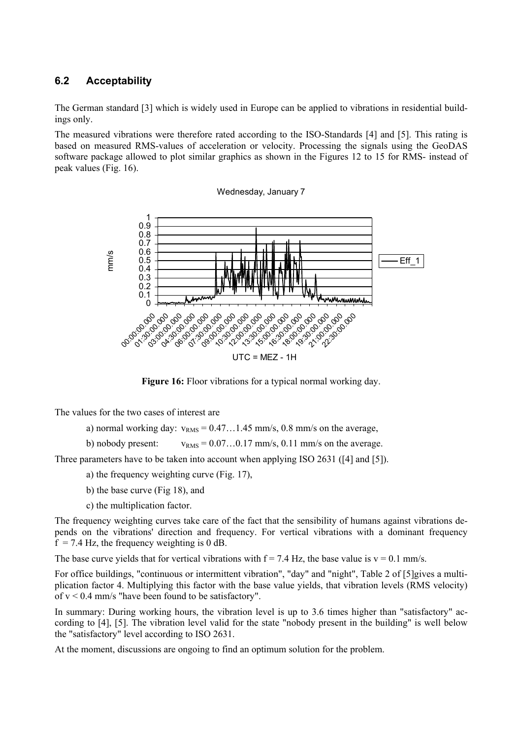## 6.2 Acceptability

The German standard [3] which is widely used in Europe can be applied to vibrations in residential buildings only.

The measured vibrations were therefore rated according to the ISO-Standards [4] and [5]. This rating is based on measured RMS-values of acceleration or velocity. Processing the signals using the GeoDAS software package allowed to plot similar graphics as shown in the Figures 12 to 15 for RMS- instead of peak values (Fig. 16).

**Figure 16:** Floor vibrations for a typical normal working day.

The values for the two cases of interest are

a) normal working day: $v_{RMS} = 0.47\ldots1.45$ mm/s, 0.8 mm/s on the average,

b) nobody present: $v_{RMS} = 0.07\ldots0.17$ mm/s, 0.11 mm/s on the average.

Three parameters have to be taken into account when applying ISO 2631 ([4] and [5]).

a) the frequency weighting curve (Fig. 17),

b) the base curve (Fig 18), and

c) the multiplication factor.

The frequency weighting curves take care of the fact that the sensibility of humans against vibrations depends on the vibrations' direction and frequency. For vertical vibrations with a dominant frequency $f = 7.4$ Hz, the frequency weighting is 0 dB.

The base curve yields that for vertical vibrations with $f = 7.4$ Hz, the base value is $v = 0.1$ mm/s.

For office buildings, "continuous or intermittent vibration", "day" and "night", Table 2 of [5]gives a multiplication factor 4. Multiplying this factor with the base value yields, that vibration levels (RMS velocity) of $v < 0.4$ mm/s "have been found to be satisfactory".

In summary: During working hours, the vibration level is up to 3.6 times higher than "satisfactory" according to [4], [5]. The vibration level valid for the state "nobody present in the building" is well below the "satisfactory" level according to ISO 2631.

At the moment, discussions are ongoing to find an optimum solution for the problem.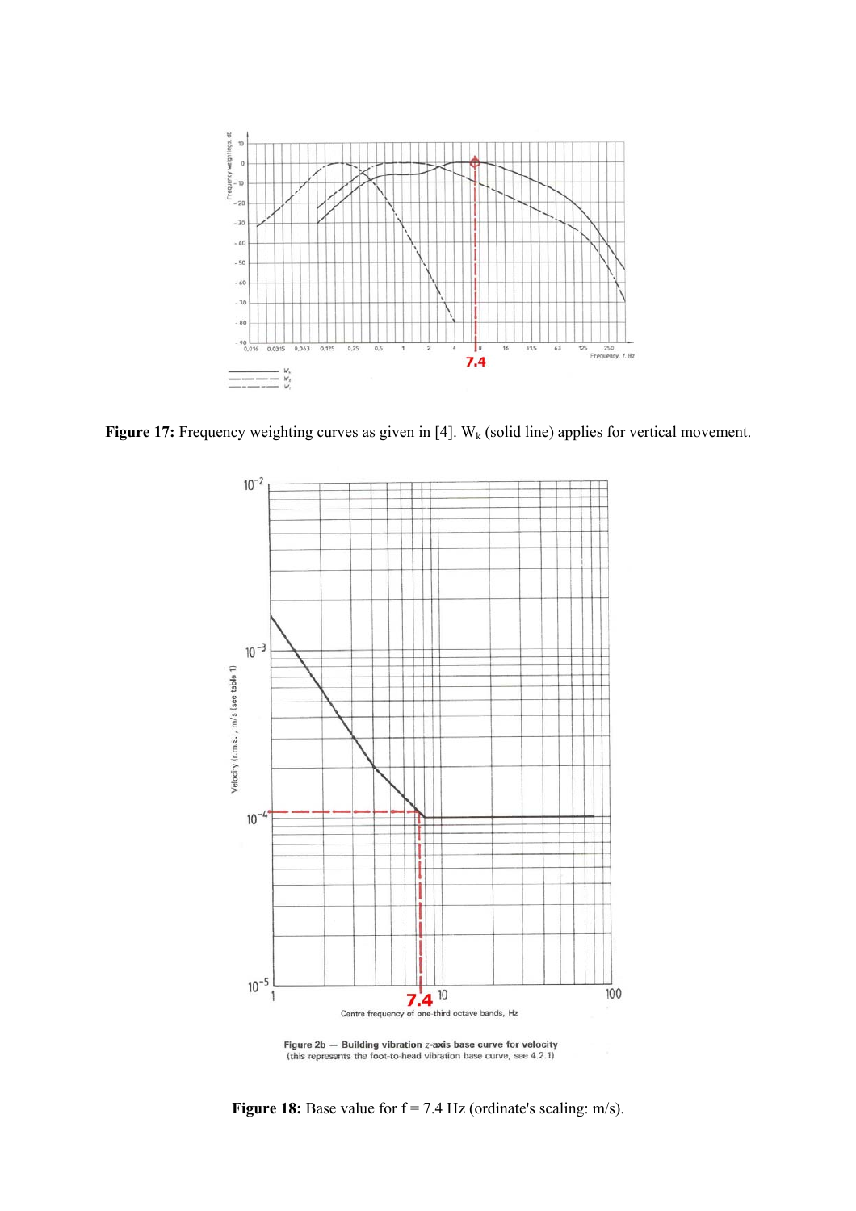**Figure 17:** Frequency weighting curves as given in [4]. $W_k$ (solid line) applies for vertical movement.

**Figure 18:** Base value for f = 7.4 Hz (ordinate's scaling: m/s).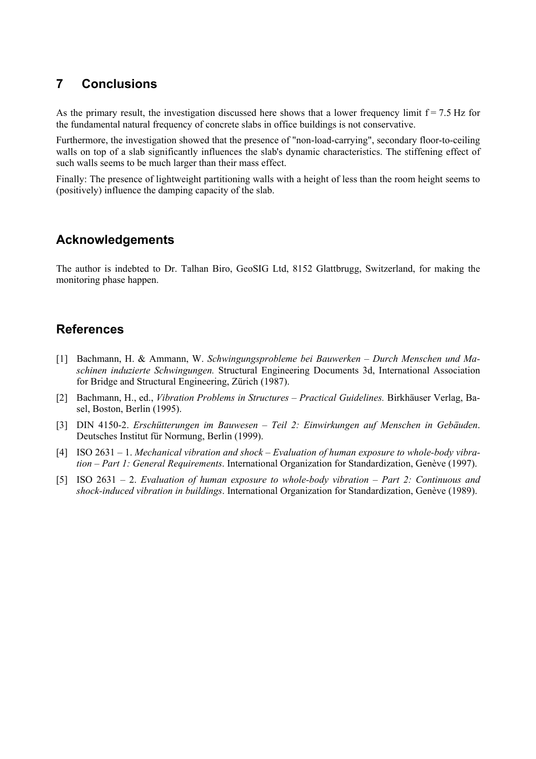## 7 Conclusions

As the primary result, the investigation discussed here shows that a lower frequency limit $f = 7.5$ Hz for the fundamental natural frequency of concrete slabs in office buildings is not conservative.

Furthermore, the investigation showed that the presence of "non-load-carrying", secondary floor-to-ceiling walls on top of a slab significantly influences the slab's dynamic characteristics. The stiffening effect of such walls seems to be much larger than their mass effect.

Finally: The presence of lightweight partitioning walls with a height of less than the room height seems to (positively) influence the damping capacity of the slab.

## Acknowledgements

The author is indebted to Dr. Talhan Biro, GeoSIG Ltd, 8152 Glattbrugg, Switzerland, for making the monitoring phase happen.

## References

[1] Bachmann, H. & Ammann, W. *Schwingungsprobleme bei Bauwerken – Durch Menschen und Maschinen induzierte Schwingungen.* Structural Engineering Documents 3d, International Association for Bridge and Structural Engineering, Zürich (1987).

[2] Bachmann, H., ed., *Vibration Problems in Structures – Practical Guidelines.* Birkhäuser Verlag, Basel, Boston, Berlin (1995).

[3] DIN 4150-2. *Erschütterungen im Bauwesen – Teil 2: Einwirkungen auf Menschen in Gebäuden*. Deutsches Institut für Normung, Berlin (1999).

[4] ISO 2631 – 1. *Mechanical vibration and shock – Evaluation of human exposure to whole-body vibration – Part 1: General Requirements*. International Organization for Standardization, Genève (1997).

[5] ISO 2631 – 2. *Evaluation of human exposure to whole-body vibration – Part 2: Continuous and shock-induced vibration in buildings*. International Organization for Standardization, Genève (1989).